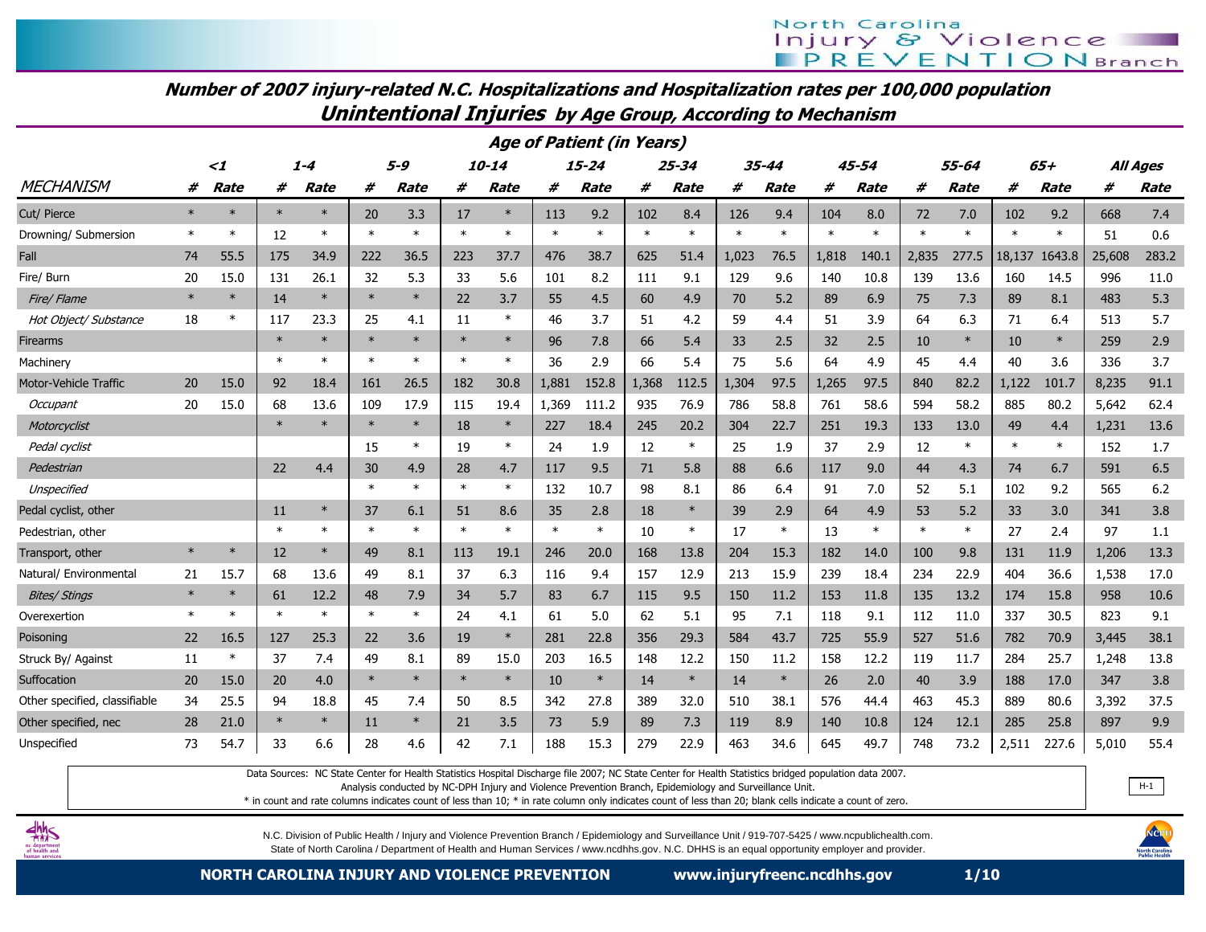# Number of 2007 injury-related N.C. Hospitalizations and Hospitalization rates per 100,000 population

## Unintentional Injuries by Age Group, According to Mechanism

| | Age of Patient (in Years) | | | | | | | | | | | | | | | | | | | | | |
|---|---|---|---|---|---|---|---|---|---|---|---|---|---|---|---|---|---|---|---|---|---|---|
| | <1 | | 1-4 | | 5-9 | | 10-14 | | 15-24 | | 25-34 | | 35-44 | | 45-54 | | 55-64 | | 65+ | | All Ages | |
| MECHANISM | # | Rate | # | Rate | # | Rate | # | Rate | # | Rate | # | Rate | # | Rate | # | Rate | # | Rate | # | Rate | # | Rate |
| Cut/ Pierce | * | * | * | * | 20 | 3.3 | 17 | * | 113 | 9.2 | 102 | 8.4 | 126 | 9.4 | 104 | 8.0 | 72 | 7.0 | 102 | 9.2 | 668 | 7.4 |
| Drowning/ Submersion | * | * | 12 | * | * | * | * | * | * | * | * | * | * | * | * | * | * | * | * | * | 51 | 0.6 |
| Fall | 74 | 55.5 | 175 | 34.9 | 222 | 36.5 | 223 | 37.7 | 476 | 38.7 | 625 | 51.4 | 1,023 | 76.5 | 1,818 | 140.1 | 2,835 | 277.5 | 18,137 | 1643.8 | 25,608 | 283.2 |
| Fire/ Burn | 20 | 15.0 | 131 | 26.1 | 32 | 5.3 | 33 | 5.6 | 101 | 8.2 | 111 | 9.1 | 129 | 9.6 | 140 | 10.8 | 139 | 13.6 | 160 | 14.5 | 996 | 11.0 |
| *Fire/ Flame* | * | * | 14 | * | * | * | 22 | 3.7 | 55 | 4.5 | 60 | 4.9 | 70 | 5.2 | 89 | 6.9 | 75 | 7.3 | 89 | 8.1 | 483 | 5.3 |
| *Hot Object/ Substance* | 18 | * | 117 | 23.3 | 25 | 4.1 | 11 | * | 46 | 3.7 | 51 | 4.2 | 59 | 4.4 | 51 | 3.9 | 64 | 6.3 | 71 | 6.4 | 513 | 5.7 |
| Firearms | | | * | * | * | * | * | * | 96 | 7.8 | 66 | 5.4 | 33 | 2.5 | 32 | 2.5 | 10 | * | 10 | * | 259 | 2.9 |
| Machinery | | | * | * | * | * | * | * | 36 | 2.9 | 66 | 5.4 | 75 | 5.6 | 64 | 4.9 | 45 | 4.4 | 40 | 3.6 | 336 | 3.7 |
| Motor-Vehicle Traffic | 20 | 15.0 | 92 | 18.4 | 161 | 26.5 | 182 | 30.8 | 1,881 | 152.8 | 1,368 | 112.5 | 1,304 | 97.5 | 1,265 | 97.5 | 840 | 82.2 | 1,122 | 101.7 | 8,235 | 91.1 |
| *Occupant* | 20 | 15.0 | 68 | 13.6 | 109 | 17.9 | 115 | 19.4 | 1,369 | 111.2 | 935 | 76.9 | 786 | 58.8 | 761 | 58.6 | 594 | 58.2 | 885 | 80.2 | 5,642 | 62.4 |
| *Motorcyclist* | | | * | * | * | * | 18 | * | 227 | 18.4 | 245 | 20.2 | 304 | 22.7 | 251 | 19.3 | 133 | 13.0 | 49 | 4.4 | 1,231 | 13.6 |
| *Pedal cyclist* | | | | | 15 | * | 19 | * | 24 | 1.9 | 12 | * | 25 | 1.9 | 37 | 2.9 | 12 | * | * | * | 152 | 1.7 |
| *Pedestrian* | | | 22 | 4.4 | 30 | 4.9 | 28 | 4.7 | 117 | 9.5 | 71 | 5.8 | 88 | 6.6 | 117 | 9.0 | 44 | 4.3 | 74 | 6.7 | 591 | 6.5 |
| *Unspecified* | | | | | * | * | * | * | 132 | 10.7 | 98 | 8.1 | 86 | 6.4 | 91 | 7.0 | 52 | 5.1 | 102 | 9.2 | 565 | 6.2 |
| Pedal cyclist, other | | | 11 | * | 37 | 6.1 | 51 | 8.6 | 35 | 2.8 | 18 | * | 39 | 2.9 | 64 | 4.9 | 53 | 5.2 | 33 | 3.0 | 341 | 3.8 |
| Pedestrian, other | | | * | * | * | * | * | * | * | * | 10 | * | 17 | * | 13 | * | * | * | 27 | 2.4 | 97 | 1.1 |
| Transport, other | * | * | 12 | * | 49 | 8.1 | 113 | 19.1 | 246 | 20.0 | 168 | 13.8 | 204 | 15.3 | 182 | 14.0 | 100 | 9.8 | 131 | 11.9 | 1,206 | 13.3 |
| Natural/ Environmental | 21 | 15.7 | 68 | 13.6 | 49 | 8.1 | 37 | 6.3 | 116 | 9.4 | 157 | 12.9 | 213 | 15.9 | 239 | 18.4 | 234 | 22.9 | 404 | 36.6 | 1,538 | 17.0 |
| *Bites/ Stings* | * | * | 61 | 12.2 | 48 | 7.9 | 34 | 5.7 | 83 | 6.7 | 115 | 9.5 | 150 | 11.2 | 153 | 11.8 | 135 | 13.2 | 174 | 15.8 | 958 | 10.6 |
| Overexertion | * | * | * | * | * | * | 24 | 4.1 | 61 | 5.0 | 62 | 5.1 | 95 | 7.1 | 118 | 9.1 | 112 | 11.0 | 337 | 30.5 | 823 | 9.1 |
| Poisoning | 22 | 16.5 | 127 | 25.3 | 22 | 3.6 | 19 | * | 281 | 22.8 | 356 | 29.3 | 584 | 43.7 | 725 | 55.9 | 527 | 51.6 | 782 | 70.9 | 3,445 | 38.1 |
| Struck By/ Against | 11 | * | 37 | 7.4 | 49 | 8.1 | 89 | 15.0 | 203 | 16.5 | 148 | 12.2 | 150 | 11.2 | 158 | 12.2 | 119 | 11.7 | 284 | 25.7 | 1,248 | 13.8 |
| Suffocation | 20 | 15.0 | 20 | 4.0 | * | * | * | * | 10 | * | 14 | * | 14 | * | 26 | 2.0 | 40 | 3.9 | 188 | 17.0 | 347 | 3.8 |
| Other specified, classifiable | 34 | 25.5 | 94 | 18.8 | 45 | 7.4 | 50 | 8.5 | 342 | 27.8 | 389 | 32.0 | 510 | 38.1 | 576 | 44.4 | 463 | 45.3 | 889 | 80.6 | 3,392 | 37.5 |
| Other specified, nec | 28 | 21.0 | * | * | 11 | * | 21 | 3.5 | 73 | 5.9 | 89 | 7.3 | 119 | 8.9 | 140 | 10.8 | 124 | 12.1 | 285 | 25.8 | 897 | 9.9 |
| Unspecified | 73 | 54.7 | 33 | 6.6 | 28 | 4.6 | 42 | 7.1 | 188 | 15.3 | 279 | 22.9 | 463 | 34.6 | 645 | 49.7 | 748 | 73.2 | 2,511 | 227.6 | 5,010 | 55.4 |

Data Sources: NC State Center for Health Statistics Hospital Discharge file 2007; NC State Center for Health Statistics bridged population data 2007.
Analysis conducted by NC-DPH Injury and Violence Prevention Branch, Epidemiology and Surveillance Unit.
* in count and rate columns indicates count of less than 10; * in rate column only indicates count of less than 20; blank cells indicate a count of zero.

H-1

N.C. Division of Public Health / Injury and Violence Prevention Branch / Epidemiology and Surveillance Unit / 919-707-5425 / www.ncpublichealth.com.
State of North Carolina / Department of Health and Human Services / www.ncdhhs.gov. N.C. DHHS is an equal opportunity employer and provider.

NORTH CAROLINA INJURY AND VIOLENCE PREVENTION www.injuryfreenc.ncdhhs.gov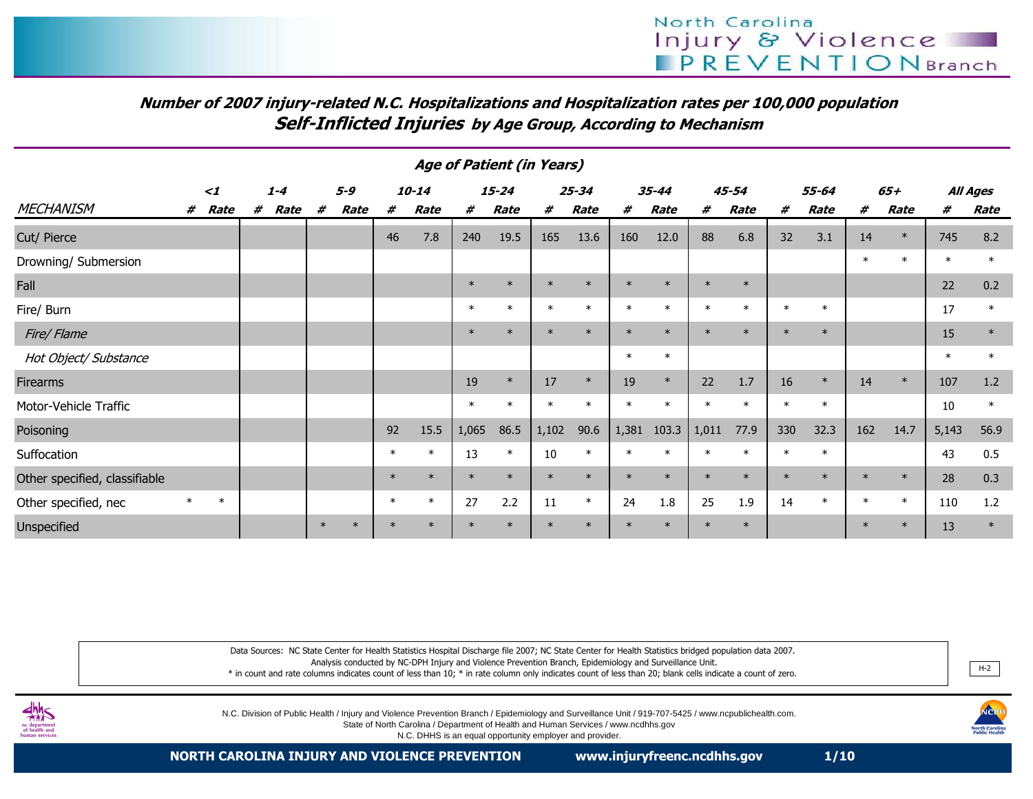## *Number of 2007 injury-related N.C. Hospitalizations and Hospitalization rates per 100,000 population*
## *Self-Inflicted Injuries by Age Group, According to Mechanism*

| | **Age of Patient (in Years)** | | | | | | | | | | | | | | | | | | | | | |
|---|---|---|---|---|---|---|---|---|---|---|---|---|---|---|---|---|---|---|---|---|---|---|
| | ***<1*** | | ***1-4*** | | ***5-9*** | | ***10-14*** | | ***15-24*** | | ***25-34*** | | ***35-44*** | | ***45-54*** | | ***55-64*** | | ***65+*** | | ***All Ages*** | |
| *MECHANISM* | *#* | *Rate* | *#* | *Rate* | *#* | *Rate* | *#* | *Rate* | *#* | *Rate* | *#* | *Rate* | *#* | *Rate* | *#* | *Rate* | *#* | *Rate* | *#* | *Rate* | *#* | *Rate* |
| Cut/ Pierce | | | | | | | 46 | 7.8 | 240 | 19.5 | 165 | 13.6 | 160 | 12.0 | 88 | 6.8 | 32 | 3.1 | 14 | * | 745 | 8.2 |
| Drowning/ Submersion | | | | | | | | | | | | | | | | | | | * | * | * | * |
| Fall | | | | | | | | | * | * | * | * | * | * | * | * | | | | | 22 | 0.2 |
| Fire/ Burn | | | | | | | | | * | * | * | * | * | * | * | * | * | * | | | 17 | * |
| *Fire/ Flame* | | | | | | | | | * | * | * | * | * | * | * | * | * | * | | | 15 | * |
| *Hot Object/ Substance* | | | | | | | | | | | | | * | * | | | | | | | * | * |
| Firearms | | | | | | | | | 19 | * | 17 | * | 19 | * | 22 | 1.7 | 16 | * | 14 | * | 107 | 1.2 |
| Motor-Vehicle Traffic | | | | | | | | | * | * | * | * | * | * | * | * | * | * | | | 10 | * |
| Poisoning | | | | | | | 92 | 15.5 | 1,065 | 86.5 | 1,102 | 90.6 | 1,381 | 103.3 | 1,011 | 77.9 | 330 | 32.3 | 162 | 14.7 | 5,143 | 56.9 |
| Suffocation | | | | | | | * | * | 13 | * | 10 | * | * | * | * | * | * | * | | | 43 | 0.5 |
| Other specified, classifiable | | | | | | | * | * | * | * | * | * | * | * | * | * | * | * | * | * | 28 | 0.3 |
| Other specified, nec | * | * | | | | | * | * | 27 | 2.2 | 11 | * | 24 | 1.8 | 25 | 1.9 | 14 | * | * | * | 110 | 1.2 |
| Unspecified | | | | | * | * | * | * | * | * | * | * | * | * | * | * | | | * | * | 13 | * |

Data Sources: NC State Center for Health Statistics Hospital Discharge file 2007; NC State Center for Health Statistics bridged population data 2007.
Analysis conducted by NC-DPH Injury and Violence Prevention Branch, Epidemiology and Surveillance Unit.
* in count and rate columns indicates count of less than 10; * in rate column only indicates count of less than 20; blank cells indicate a count of zero.

H-2

N.C. Division of Public Health / Injury and Violence Prevention Branch / Epidemiology and Surveillance Unit / 919-707-5425 / www.ncpublichealth.com.
State of North Carolina / Department of Health and Human Services / www.ncdhhs.gov
N.C. DHHS is an equal opportunity employer and provider.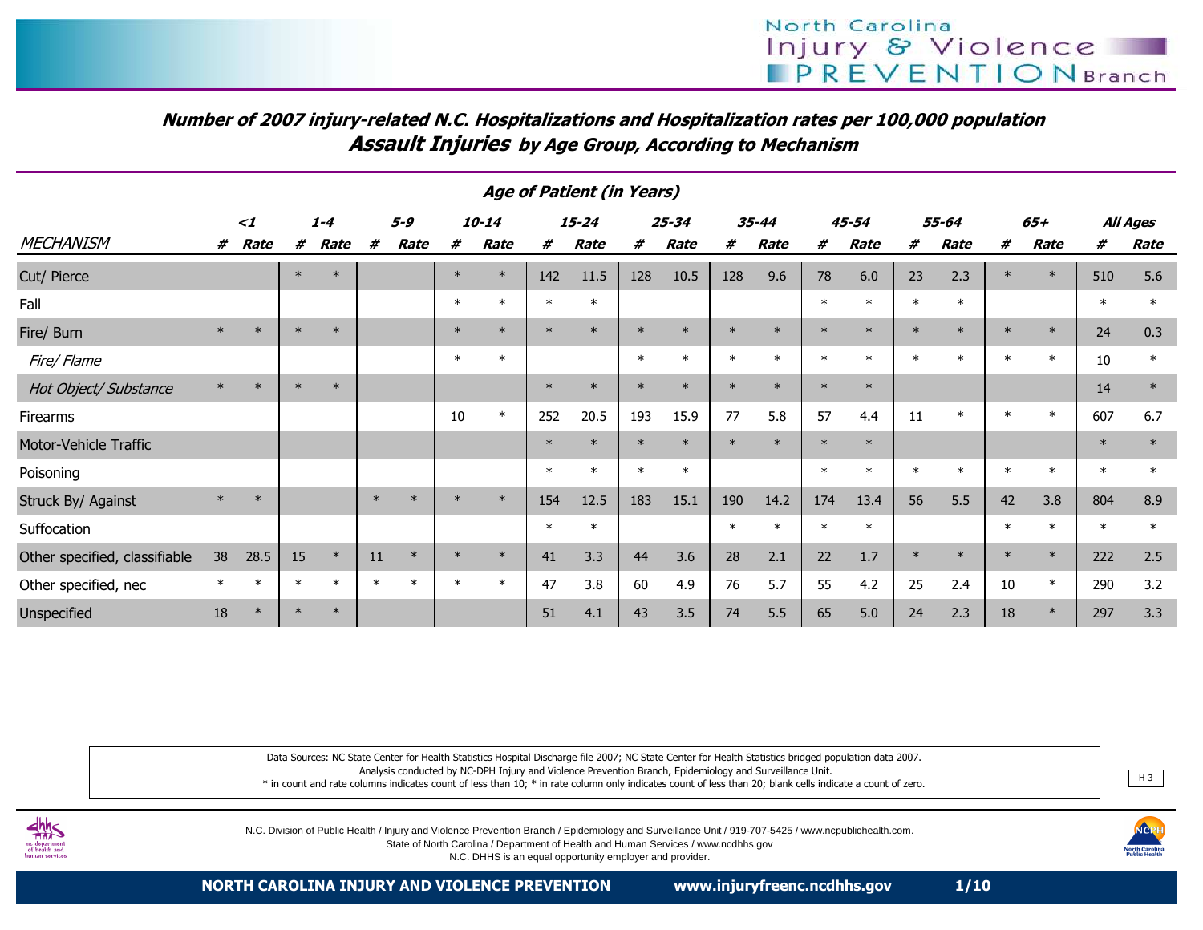North Carolina Injury & Violence PREVENTION Branch

## *Number of 2007 injury-related N.C. Hospitalizations and Hospitalization rates per 100,000 population*
## *Assault Injuries by Age Group, According to Mechanism*

| | *Age of Patient (in Years)* | | | | | | | | | | | | | | | | | | | | | |
|---|---|---|---|---|---|---|---|---|---|---|---|---|---|---|---|---|---|---|---|---|---|---|
| | *<1* | | *1-4* | | *5-9* | | *10-14* | | *15-24* | | *25-34* | | *35-44* | | *45-54* | | *55-64* | | *65+* | | *All Ages* | |
| *MECHANISM* | *#* | *Rate* | *#* | *Rate* | *#* | *Rate* | *#* | *Rate* | *#* | *Rate* | *#* | *Rate* | *#* | *Rate* | *#* | *Rate* | *#* | *Rate* | *#* | *Rate* | *#* | *Rate* |
| Cut/ Pierce | | | * | * | | | * | * | 142 | 11.5 | 128 | 10.5 | 128 | 9.6 | 78 | 6.0 | 23 | 2.3 | * | * | 510 | 5.6 |
| Fall | | | | | | | * | * | * | * | | | | | * | * | * | * | | | * | * |
| Fire/ Burn | * | * | * | * | | | * | * | * | * | * | * | * | * | * | * | * | * | * | * | 24 | 0.3 |
| *Fire/ Flame* | | | | | | | * | * | | | * | * | * | * | * | * | * | * | * | * | 10 | * |
| *Hot Object/ Substance* | * | * | * | * | | | | | * | * | * | * | * | * | * | * | | | | | 14 | * |
| Firearms | | | | | | | 10 | * | 252 | 20.5 | 193 | 15.9 | 77 | 5.8 | 57 | 4.4 | 11 | * | * | * | 607 | 6.7 |
| Motor-Vehicle Traffic | | | | | | | | | * | * | * | * | * | * | * | * | | | | | * | * |
| Poisoning | | | | | | | | | * | * | * | * | | | * | * | * | * | * | * | * | * |
| Struck By/ Against | * | * | | | * | * | * | * | 154 | 12.5 | 183 | 15.1 | 190 | 14.2 | 174 | 13.4 | 56 | 5.5 | 42 | 3.8 | 804 | 8.9 |
| Suffocation | | | | | | | | | * | * | | | * | * | * | * | | | * | * | * | * |
| Other specified, classifiable | 38 | 28.5 | 15 | * | 11 | * | * | * | 41 | 3.3 | 44 | 3.6 | 28 | 2.1 | 22 | 1.7 | * | * | * | * | 222 | 2.5 |
| Other specified, nec | * | * | * | * | * | * | * | * | 47 | 3.8 | 60 | 4.9 | 76 | 5.7 | 55 | 4.2 | 25 | 2.4 | 10 | * | 290 | 3.2 |
| Unspecified | 18 | * | * | * | | | | | 51 | 4.1 | 43 | 3.5 | 74 | 5.5 | 65 | 5.0 | 24 | 2.3 | 18 | * | 297 | 3.3 |

Data Sources: NC State Center for Health Statistics Hospital Discharge file 2007; NC State Center for Health Statistics bridged population data 2007.
Analysis conducted by NC-DPH Injury and Violence Prevention Branch, Epidemiology and Surveillance Unit.
* in count and rate columns indicates count of less than 10; * in rate column only indicates count of less than 20; blank cells indicate a count of zero.

H-3

N.C. Division of Public Health / Injury and Violence Prevention Branch / Epidemiology and Surveillance Unit / 919-707-5425 / www.ncpublichealth.com.
State of North Carolina / Department of Health and Human Services / www.ncdhhs.gov
N.C. DHHS is an equal opportunity employer and provider.

**NORTH CAROLINA INJURY AND VIOLENCE PREVENTION** **www.injuryfreenc.ncdhhs.gov**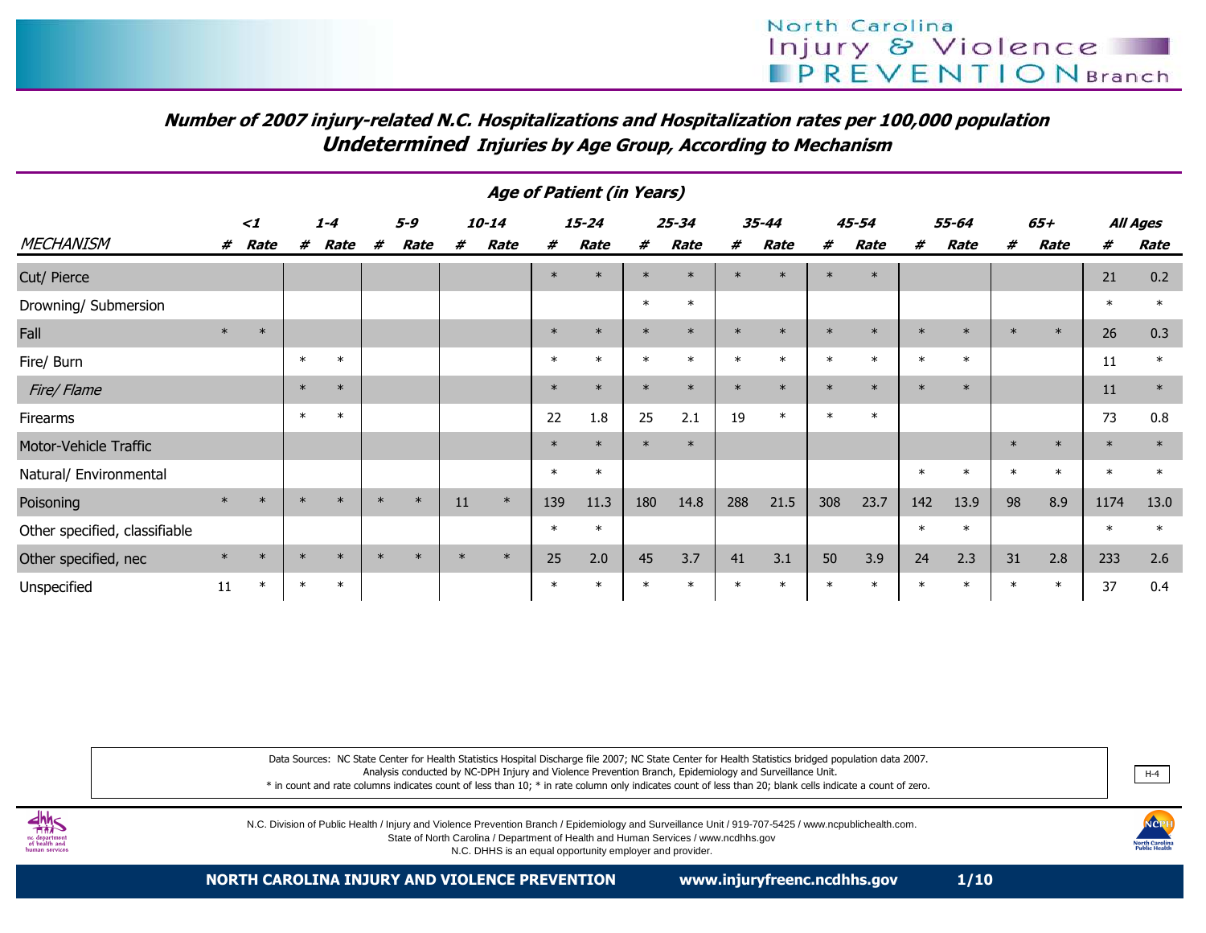## Number of 2007 injury-related N.C. Hospitalizations and Hospitalization rates per 100,000 population
## *Undetermined* Injuries by Age Group, According to Mechanism

**Age of Patient (in Years)**

| MECHANISM | <1 # | <1 Rate | 1-4 # | 1-4 Rate | 5-9 # | 5-9 Rate | 10-14 # | 10-14 Rate | 15-24 # | 15-24 Rate | 25-34 # | 25-34 Rate | 35-44 # | 35-44 Rate | 45-54 # | 45-54 Rate | 55-64 # | 55-64 Rate | 65+ # | 65+ Rate | All Ages # | All Ages Rate |
|---|---|---|---|---|---|---|---|---|---|---|---|---|---|---|---|---|---|---|---|---|---|---|
| Cut/ Pierce | | | | | | | | | * | * | * | * | * | * | * | * | | | | | 21 | 0.2 |
| Drowning/ Submersion | | | | | | | | | | | * | * | | | | | | | | | * | * |
| Fall | * | * | | | | | | | * | * | * | * | * | * | * | * | * | * | * | * | 26 | 0.3 |
| Fire/ Burn | | | * | * | | | | | * | * | * | * | * | * | * | * | * | * | | | 11 | * |
| *Fire/ Flame* | | | * | * | | | | | * | * | * | * | * | * | * | * | * | * | | | 11 | * |
| Firearms | | | * | * | | | | | 22 | 1.8 | 25 | 2.1 | 19 | * | * | * | | | | | 73 | 0.8 |
| Motor-Vehicle Traffic | | | | | | | | | * | * | * | * | | | | | | | * | * | * | * |
| Natural/ Environmental | | | | | | | | | * | * | | | | | | | * | * | * | * | * | * |
| Poisoning | * | * | * | * | * | * | 11 | * | 139 | 11.3 | 180 | 14.8 | 288 | 21.5 | 308 | 23.7 | 142 | 13.9 | 98 | 8.9 | 1174 | 13.0 |
| Other specified, classifiable | | | | | | | | | * | * | | | | | | | * | * | | | * | * |
| Other specified, nec | * | * | * | * | * | * | * | * | 25 | 2.0 | 45 | 3.7 | 41 | 3.1 | 50 | 3.9 | 24 | 2.3 | 31 | 2.8 | 233 | 2.6 |
| Unspecified | 11 | * | * | * | | | | | * | * | * | * | * | * | * | * | * | * | * | * | 37 | 0.4 |

Data Sources: NC State Center for Health Statistics Hospital Discharge file 2007; NC State Center for Health Statistics bridged population data 2007.
Analysis conducted by NC-DPH Injury and Violence Prevention Branch, Epidemiology and Surveillance Unit.
* in count and rate columns indicates count of less than 10; * in rate column only indicates count of less than 20; blank cells indicate a count of zero.

H-4

N.C. Division of Public Health / Injury and Violence Prevention Branch / Epidemiology and Surveillance Unit / 919-707-5425 / www.ncpublichealth.com.
State of North Carolina / Department of Health and Human Services / www.ncdhhs.gov
N.C. DHHS is an equal opportunity employer and provider.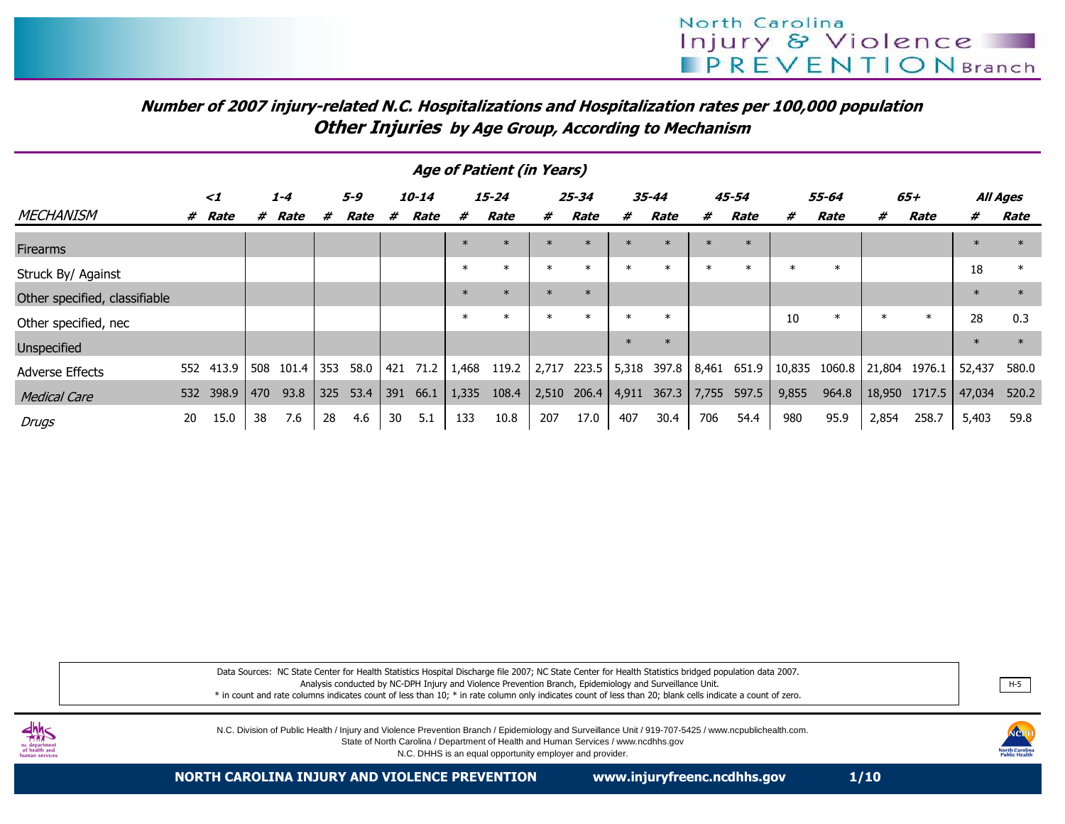## Number of 2007 injury-related N.C. Hospitalizations and Hospitalization rates per 100,000 population

### *Other Injuries* by Age Group, According to Mechanism

| | Age of Patient (in Years) | | | | | | | | | | | | | | | | | | | | | |
|---|---|---|---|---|---|---|---|---|---|---|---|---|---|---|---|---|---|---|---|---|---|---|
| | <1 | | 1-4 | | 5-9 | | 10-14 | | 15-24 | | 25-34 | | 35-44 | | 45-54 | | 55-64 | | 65+ | | All Ages | |
| *MECHANISM* | # | Rate | # | Rate | # | Rate | # | Rate | # | Rate | # | Rate | # | Rate | # | Rate | # | Rate | # | Rate | # | Rate |
| Firearms | | | | | | | | | * | * | * | * | * | * | * | * | | | | | * | * |
| Struck By/ Against | | | | | | | | | * | * | * | * | * | * | * | * | * | * | | | 18 | * |
| Other specified, classifiable | | | | | | | | | * | * | * | * | | | | | | | | | * | * |
| Other specified, nec | | | | | | | | | * | * | * | * | * | * | | | 10 | * | * | * | 28 | 0.3 |
| Unspecified | | | | | | | | | | | | | * | * | | | | | | | * | * |
| Adverse Effects | 552 | 413.9 | 508 | 101.4 | 353 | 58.0 | 421 | 71.2 | 1,468 | 119.2 | 2,717 | 223.5 | 5,318 | 397.8 | 8,461 | 651.9 | 10,835 | 1060.8 | 21,804 | 1976.1 | 52,437 | 580.0 |
| *Medical Care* | 532 | 398.9 | 470 | 93.8 | 325 | 53.4 | 391 | 66.1 | 1,335 | 108.4 | 2,510 | 206.4 | 4,911 | 367.3 | 7,755 | 597.5 | 9,855 | 964.8 | 18,950 | 1717.5 | 47,034 | 520.2 |
| *Drugs* | 20 | 15.0 | 38 | 7.6 | 28 | 4.6 | 30 | 5.1 | 133 | 10.8 | 207 | 17.0 | 407 | 30.4 | 706 | 54.4 | 980 | 95.9 | 2,854 | 258.7 | 5,403 | 59.8 |

Data Sources: NC State Center for Health Statistics Hospital Discharge file 2007; NC State Center for Health Statistics bridged population data 2007.
Analysis conducted by NC-DPH Injury and Violence Prevention Branch, Epidemiology and Surveillance Unit.
* in count and rate columns indicates count of less than 10; * in rate column only indicates count of less than 20; blank cells indicate a count of zero.